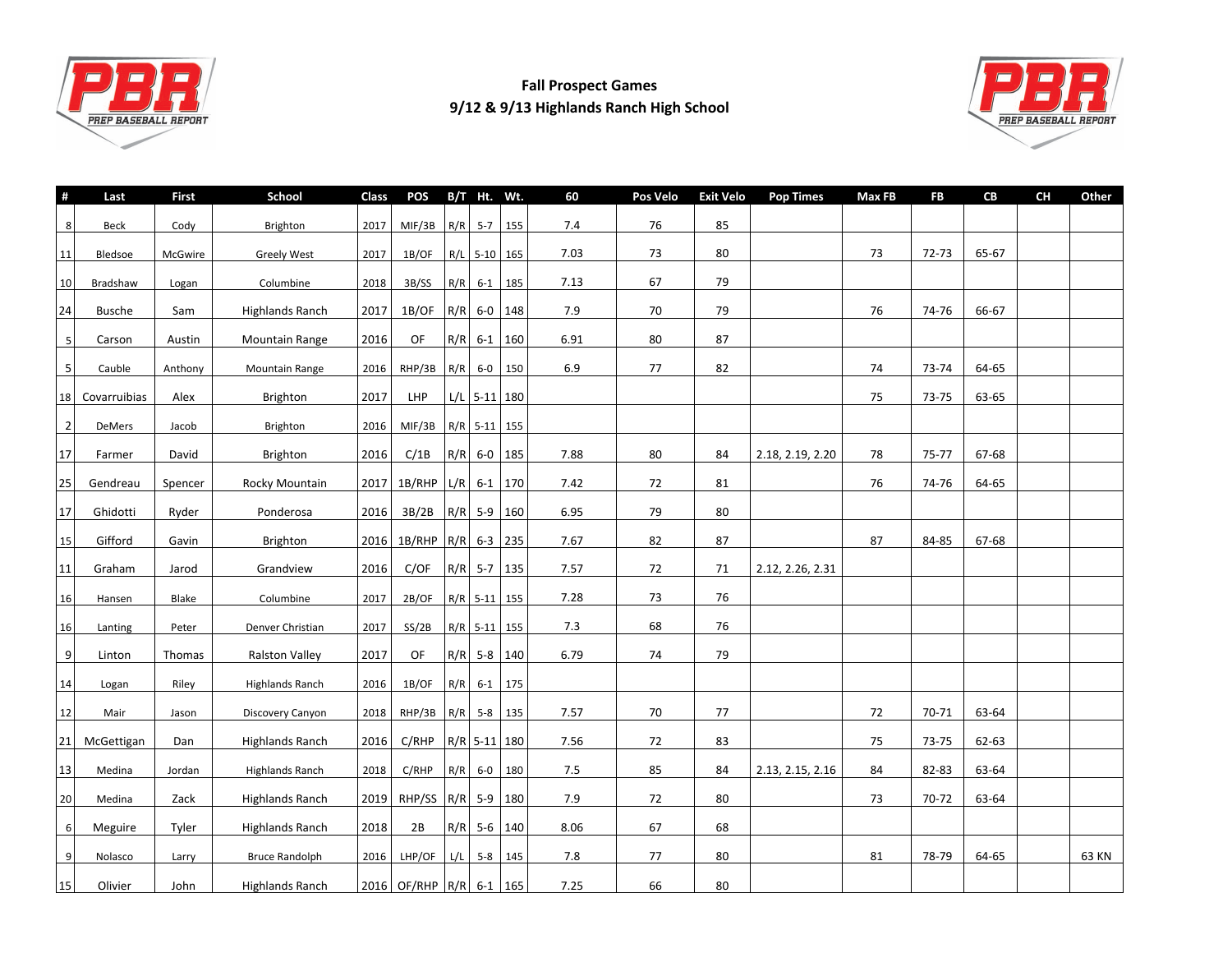# Fall Prospect Games

## 9/12 & 9/13 Highlands Ranch High School

| # | Last | First | School | Class | POS | B/T | Ht. | Wt. | 60 | Pos Velo | Exit Velo | Pop Times | Max FB | FB | CB | CH | Other |
|---|---|---|---|---|---|---|---|---|---|---|---|---|---|---|---|---|---|
| 8 | Beck | Cody | Brighton | 2017 | MIF/3B | R/R | 5-7 | 155 | 7.4 | 76 | 85 | | | | | | |
| 11 | Bledsoe | McGwire | Greely West | 2017 | 1B/OF | R/L | 5-10 | 165 | 7.03 | 73 | 80 | | 73 | 72-73 | 65-67 | | |
| 10 | Bradshaw | Logan | Columbine | 2018 | 3B/SS | R/R | 6-1 | 185 | 7.13 | 67 | 79 | | | | | | |
| 24 | Busche | Sam | Highlands Ranch | 2017 | 1B/OF | R/R | 6-0 | 148 | 7.9 | 70 | 79 | | 76 | 74-76 | 66-67 | | |
| 5 | Carson | Austin | Mountain Range | 2016 | OF | R/R | 6-1 | 160 | 6.91 | 80 | 87 | | | | | | |
| 5 | Cauble | Anthony | Mountain Range | 2016 | RHP/3B | R/R | 6-0 | 150 | 6.9 | 77 | 82 | | 74 | 73-74 | 64-65 | | |
| 18 | Covarruibias | Alex | Brighton | 2017 | LHP | L/L | 5-11 | 180 | | | | | 75 | 73-75 | 63-65 | | |
| 2 | DeMers | Jacob | Brighton | 2016 | MIF/3B | R/R | 5-11 | 155 | | | | | | | | | |
| 17 | Farmer | David | Brighton | 2016 | C/1B | R/R | 6-0 | 185 | 7.88 | 80 | 84 | 2.18, 2.19, 2.20 | 78 | 75-77 | 67-68 | | |
| 25 | Gendreau | Spencer | Rocky Mountain | 2017 | 1B/RHP | L/R | 6-1 | 170 | 7.42 | 72 | 81 | | 76 | 74-76 | 64-65 | | |
| 17 | Ghidotti | Ryder | Ponderosa | 2016 | 3B/2B | R/R | 5-9 | 160 | 6.95 | 79 | 80 | | | | | | |
| 15 | Gifford | Gavin | Brighton | 2016 | 1B/RHP | R/R | 6-3 | 235 | 7.67 | 82 | 87 | | 87 | 84-85 | 67-68 | | |
| 11 | Graham | Jarod | Grandview | 2016 | C/OF | R/R | 5-7 | 135 | 7.57 | 72 | 71 | 2.12, 2.26, 2.31 | | | | | |
| 16 | Hansen | Blake | Columbine | 2017 | 2B/OF | R/R | 5-11 | 155 | 7.28 | 73 | 76 | | | | | | |
| 16 | Lanting | Peter | Denver Christian | 2017 | SS/2B | R/R | 5-11 | 155 | 7.3 | 68 | 76 | | | | | | |
| 9 | Linton | Thomas | Ralston Valley | 2017 | OF | R/R | 5-8 | 140 | 6.79 | 74 | 79 | | | | | | |
| 14 | Logan | Riley | Highlands Ranch | 2016 | 1B/OF | R/R | 6-1 | 175 | | | | | | | | | |
| 12 | Mair | Jason | Discovery Canyon | 2018 | RHP/3B | R/R | 5-8 | 135 | 7.57 | 70 | 77 | | 72 | 70-71 | 63-64 | | |
| 21 | McGettigan | Dan | Highlands Ranch | 2016 | C/RHP | R/R | 5-11 | 180 | 7.56 | 72 | 83 | | 75 | 73-75 | 62-63 | | |
| 13 | Medina | Jordan | Highlands Ranch | 2018 | C/RHP | R/R | 6-0 | 180 | 7.5 | 85 | 84 | 2.13, 2.15, 2.16 | 84 | 82-83 | 63-64 | | |
| 20 | Medina | Zack | Highlands Ranch | 2019 | RHP/SS | R/R | 5-9 | 180 | 7.9 | 72 | 80 | | 73 | 70-72 | 63-64 | | |
| 6 | Meguire | Tyler | Highlands Ranch | 2018 | 2B | R/R | 5-6 | 140 | 8.06 | 67 | 68 | | | | | | |
| 9 | Nolasco | Larry | Bruce Randolph | 2016 | LHP/OF | L/L | 5-8 | 145 | 7.8 | 77 | 80 | | 81 | 78-79 | 64-65 | | 63 KN |
| 15 | Olivier | John | Highlands Ranch | 2016 | OF/RHP | R/R | 6-1 | 165 | 7.25 | 66 | 80 | | | | | | |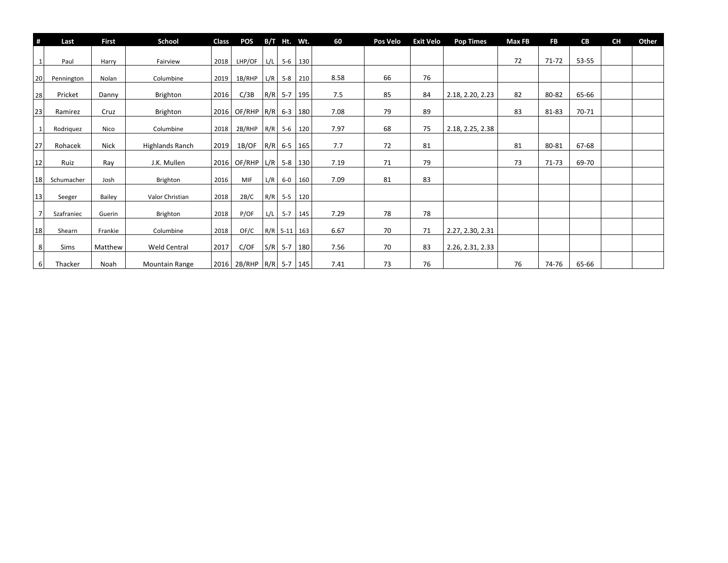| # | Last | First | School | Class | POS | B/T | Ht. | Wt. | 60 | Pos Velo | Exit Velo | Pop Times | Max FB | FB | CB | CH | Other |
|---|---|---|---|---|---|---|---|---|---|---|---|---|---|---|---|---|---|
| 1 | Paul | Harry | Fairview | 2018 | LHP/OF | L/L | 5-6 | 130 | | | | | 72 | 71-72 | 53-55 | | |
| 20 | Pennington | Nolan | Columbine | 2019 | 1B/RHP | L/R | 5-8 | 210 | 8.58 | 66 | 76 | | | | | | |
| 28 | Pricket | Danny | Brighton | 2016 | C/3B | R/R | 5-7 | 195 | 7.5 | 85 | 84 | 2.18, 2.20, 2.23 | 82 | 80-82 | 65-66 | | |
| 23 | Ramirez | Cruz | Brighton | 2016 | OF/RHP | R/R | 6-3 | 180 | 7.08 | 79 | 89 | | 83 | 81-83 | 70-71 | | |
| 1 | Rodriquez | Nico | Columbine | 2018 | 2B/RHP | R/R | 5-6 | 120 | 7.97 | 68 | 75 | 2.18, 2.25, 2.38 | | | | | |
| 27 | Rohacek | Nick | Highlands Ranch | 2019 | 1B/OF | R/R | 6-5 | 165 | 7.7 | 72 | 81 | | 81 | 80-81 | 67-68 | | |
| 12 | Ruiz | Ray | J.K. Mullen | 2016 | OF/RHP | L/R | 5-8 | 130 | 7.19 | 71 | 79 | | 73 | 71-73 | 69-70 | | |
| 18 | Schumacher | Josh | Brighton | 2016 | MIF | L/R | 6-0 | 160 | 7.09 | 81 | 83 | | | | | | |
| 13 | Seeger | Bailey | Valor Christian | 2018 | 2B/C | R/R | 5-5 | 120 | | | | | | | | | |
| 7 | Szafraniec | Guerin | Brighton | 2018 | P/OF | L/L | 5-7 | 145 | 7.29 | 78 | 78 | | | | | | |
| 18 | Shearn | Frankie | Columbine | 2018 | OF/C | R/R | 5-11 | 163 | 6.67 | 70 | 71 | 2.27, 2.30, 2.31 | | | | | |
| 8 | Sims | Matthew | Weld Central | 2017 | C/OF | S/R | 5-7 | 180 | 7.56 | 70 | 83 | 2.26, 2.31, 2.33 | | | | | |
| 6 | Thacker | Noah | Mountain Range | 2016 | 2B/RHP | R/R | 5-7 | 145 | 7.41 | 73 | 76 | | 76 | 74-76 | 65-66 | | |